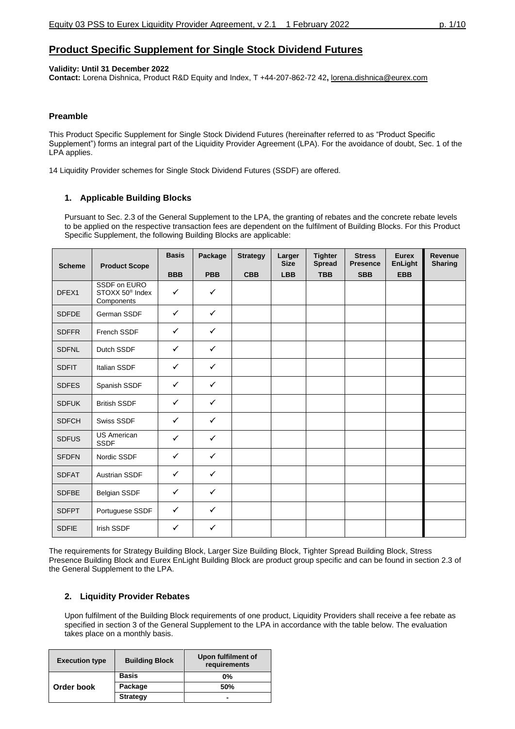# Product Specific Supplement for Single Stock Dividend Futures

**Validity: Until 31 December 2022**
**Contact:** Lorena Dishnica, Product R&D Equity and Index, T +44-207-862-72 42**,** lorena.dishnica@eurex.com

### Preamble

This Product Specific Supplement for Single Stock Dividend Futures (hereinafter referred to as "Product Specific Supplement") forms an integral part of the Liquidity Provider Agreement (LPA). For the avoidance of doubt, Sec. 1 of the LPA applies.

14 Liquidity Provider schemes for Single Stock Dividend Futures (SSDF) are offered.

### 1. Applicable Building Blocks

Pursuant to Sec. 2.3 of the General Supplement to the LPA, the granting of rebates and the concrete rebate levels to be applied on the respective transaction fees are dependent on the fulfilment of Building Blocks. For this Product Specific Supplement, the following Building Blocks are applicable:

| Scheme | Product Scope | Basis | Package | Strategy | Larger Size | Tighter Spread | Stress Presence | Eurex EnLight | Revenue Sharing |
|---|---|---|---|---|---|---|---|---|---|
| | | BBB | PBB | CBB | LBB | TBB | SBB | EBB | |
| DFEX1 | SSDF on EURO STOXX 50® Index Components | ✓ | ✓ | | | | | | |
| SDFDE | German SSDF | ✓ | ✓ | | | | | | |
| SDFFR | French SSDF | ✓ | ✓ | | | | | | |
| SDFNL | Dutch SSDF | ✓ | ✓ | | | | | | |
| SDFIT | Italian SSDF | ✓ | ✓ | | | | | | |
| SDFES | Spanish SSDF | ✓ | ✓ | | | | | | |
| SDFUK | British SSDF | ✓ | ✓ | | | | | | |
| SDFCH | Swiss SSDF | ✓ | ✓ | | | | | | |
| SDFUS | US American SSDF | ✓ | ✓ | | | | | | |
| SFDFN | Nordic SSDF | ✓ | ✓ | | | | | | |
| SDFAT | Austrian SSDF | ✓ | ✓ | | | | | | |
| SDFBE | Belgian SSDF | ✓ | ✓ | | | | | | |
| SDFPT | Portuguese SSDF | ✓ | ✓ | | | | | | |
| SDFIE | Irish SSDF | ✓ | ✓ | | | | | | |

The requirements for Strategy Building Block, Larger Size Building Block, Tighter Spread Building Block, Stress Presence Building Block and Eurex EnLight Building Block are product group specific and can be found in section 2.3 of the General Supplement to the LPA.

### 2. Liquidity Provider Rebates

Upon fulfilment of the Building Block requirements of one product, Liquidity Providers shall receive a fee rebate as specified in section 3 of the General Supplement to the LPA in accordance with the table below. The evaluation takes place on a monthly basis.

| Execution type | Building Block | Upon fulfilment of requirements |
|---|---|---|
| Order book | Basis | 0% |
| | Package | 50% |
| | Strategy | - |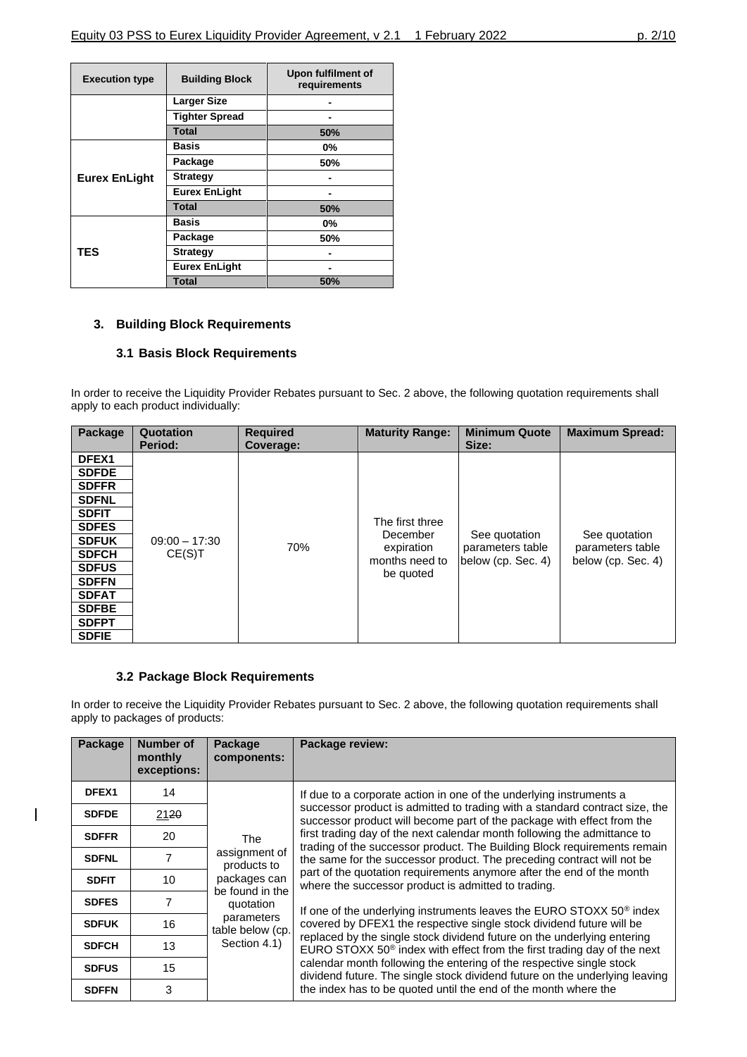| Execution type | Building Block | Upon fulfilment of requirements |
|---|---|---|
| | Larger Size | - |
| | Tighter Spread | - |
| | **Total** | **50%** |
| Eurex EnLight | Basis | 0% |
| | Package | 50% |
| | Strategy | - |
| | Eurex EnLight | - |
| | **Total** | **50%** |
| TES | Basis | 0% |
| | Package | 50% |
| | Strategy | - |
| | Eurex EnLight | - |
| | **Total** | **50%** |

## 3. Building Block Requirements

### 3.1 Basis Block Requirements

In order to receive the Liquidity Provider Rebates pursuant to Sec. 2 above, the following quotation requirements shall apply to each product individually:

| Package | Quotation Period: | Required Coverage: | Maturity Range: | Minimum Quote Size: | Maximum Spread: |
|---|---|---|---|---|---|
| DFEX1<br>SDFDE<br>SDFFR<br>SDFNL<br>SDFIT<br>SDFES<br>SDFUK<br>SDFCH<br>SDFUS<br>SDFFN<br>SDFAT<br>SDFBE<br>SDFPT<br>SDFIE | 09:00 – 17:30 CE(S)T | 70% | The first three December expiration months need to be quoted | See quotation parameters table below (cp. Sec. 4) | See quotation parameters table below (cp. Sec. 4) |

### 3.2 Package Block Requirements

In order to receive the Liquidity Provider Rebates pursuant to Sec. 2 above, the following quotation requirements shall apply to packages of products:

| Package | Number of monthly exceptions: | Package components: | Package review: |
|---|---|---|---|
| DFEX1 | 14 | The assignment of products to packages can be found in the quotation parameters table below (cp. Section 4.1) | If due to a corporate action in one of the underlying instruments a successor product is admitted to trading with a standard contract size, the successor product will become part of the package with effect from the first trading day of the next calendar month following the admittance to trading of the successor product. The Building Block requirements remain the same for the successor product. The preceding contract will not be part of the quotation requirements anymore after the end of the month where the successor product is admitted to trading.<br><br>If one of the underlying instruments leaves the EURO STOXX 50® index covered by DFEX1 the respective single stock dividend future will be replaced by the single stock dividend future on the underlying entering EURO STOXX 50® index with effect from the first trading day of the next calendar month following the entering of the respective single stock dividend future. The single stock dividend future on the underlying leaving the index has to be quoted until the end of the month where the |
| SDFDE | 21~~20~~ | | |
| SDFFR | 20 | | |
| SDFNL | 7 | | |
| SDFIT | 10 | | |
| SDFES | 7 | | |
| SDFUK | 16 | | |
| SDFCH | 13 | | |
| SDFUS | 15 | | |
| SDFFN | 3 | | |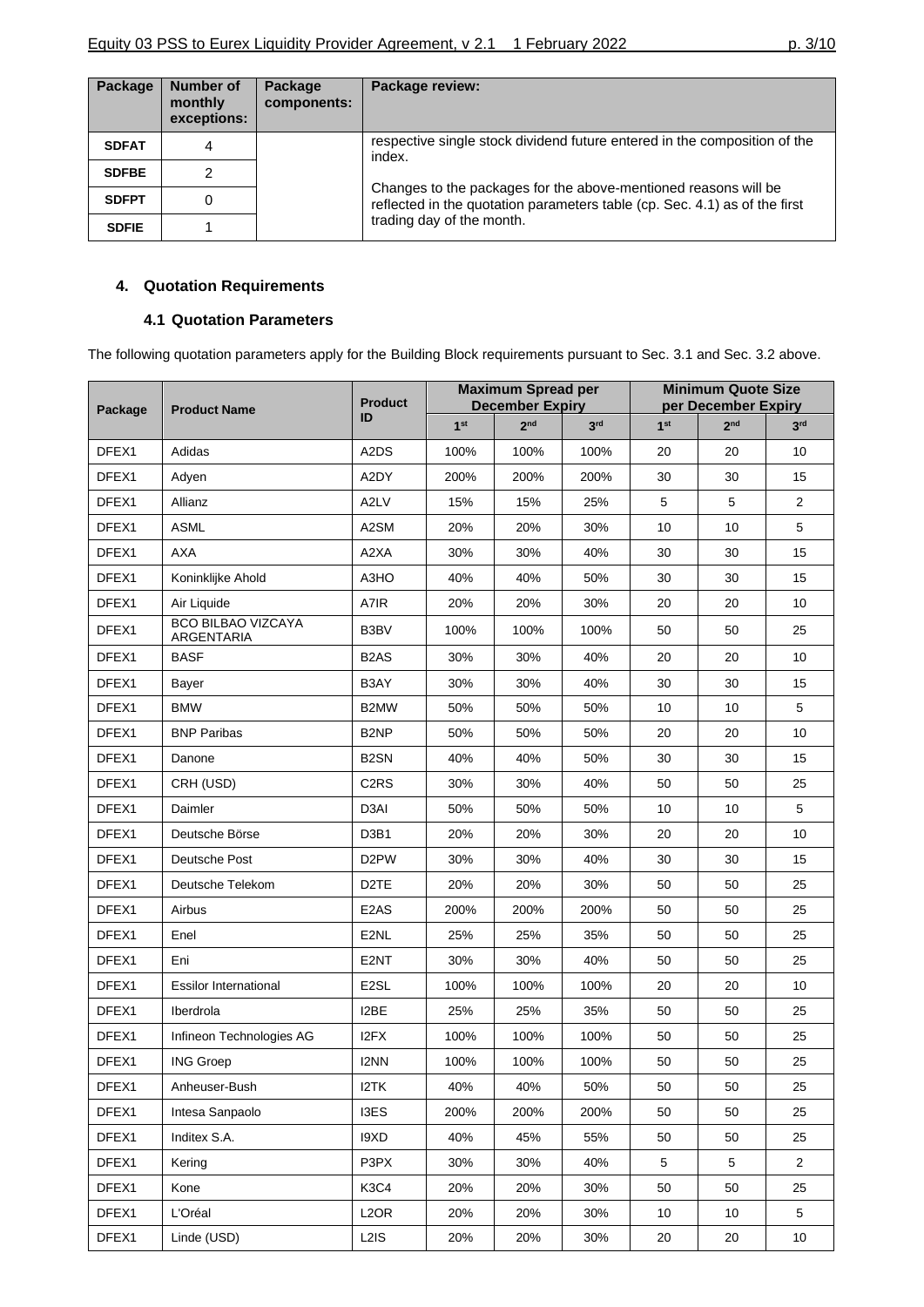| Package | Number of monthly exceptions: | Package components: | Package review: |
|---|---|---|---|
| **SDFAT** | 4 | | respective single stock dividend future entered in the composition of the index.<br><br>Changes to the packages for the above-mentioned reasons will be reflected in the quotation parameters table (cp. Sec. 4.1) as of the first trading day of the month. |
| **SDFBE** | 2 | | |
| **SDFPT** | 0 | | |
| **SDFIE** | 1 | | |

## 4. Quotation Requirements

### 4.1 Quotation Parameters

The following quotation parameters apply for the Building Block requirements pursuant to Sec. 3.1 and Sec. 3.2 above.

| Package | Product Name | Product ID | Maximum Spread per December Expiry | | | Minimum Quote Size per December Expiry | | |
|---|---|---|---|---|---|---|---|---|
| | | | 1st | 2nd | 3rd | 1st | 2nd | 3rd |
| DFEX1 | Adidas | A2DS | 100% | 100% | 100% | 20 | 20 | 10 |
| DFEX1 | Adyen | A2DY | 200% | 200% | 200% | 30 | 30 | 15 |
| DFEX1 | Allianz | A2LV | 15% | 15% | 25% | 5 | 5 | 2 |
| DFEX1 | ASML | A2SM | 20% | 20% | 30% | 10 | 10 | 5 |
| DFEX1 | AXA | A2XA | 30% | 30% | 40% | 30 | 30 | 15 |
| DFEX1 | Koninklijke Ahold | A3HO | 40% | 40% | 50% | 30 | 30 | 15 |
| DFEX1 | Air Liquide | A7IR | 20% | 20% | 30% | 20 | 20 | 10 |
| DFEX1 | BCO BILBAO VIZCAYA ARGENTARIA | B3BV | 100% | 100% | 100% | 50 | 50 | 25 |
| DFEX1 | BASF | B2AS | 30% | 30% | 40% | 20 | 20 | 10 |
| DFEX1 | Bayer | B3AY | 30% | 30% | 40% | 30 | 30 | 15 |
| DFEX1 | BMW | B2MW | 50% | 50% | 50% | 10 | 10 | 5 |
| DFEX1 | BNP Paribas | B2NP | 50% | 50% | 50% | 20 | 20 | 10 |
| DFEX1 | Danone | B2SN | 40% | 40% | 50% | 30 | 30 | 15 |
| DFEX1 | CRH (USD) | C2RS | 30% | 30% | 40% | 50 | 50 | 25 |
| DFEX1 | Daimler | D3AI | 50% | 50% | 50% | 10 | 10 | 5 |
| DFEX1 | Deutsche Börse | D3B1 | 20% | 20% | 30% | 20 | 20 | 10 |
| DFEX1 | Deutsche Post | D2PW | 30% | 30% | 40% | 30 | 30 | 15 |
| DFEX1 | Deutsche Telekom | D2TE | 20% | 20% | 30% | 50 | 50 | 25 |
| DFEX1 | Airbus | E2AS | 200% | 200% | 200% | 50 | 50 | 25 |
| DFEX1 | Enel | E2NL | 25% | 25% | 35% | 50 | 50 | 25 |
| DFEX1 | Eni | E2NT | 30% | 30% | 40% | 50 | 50 | 25 |
| DFEX1 | Essilor International | E2SL | 100% | 100% | 100% | 20 | 20 | 10 |
| DFEX1 | Iberdrola | I2BE | 25% | 25% | 35% | 50 | 50 | 25 |
| DFEX1 | Infineon Technologies AG | I2FX | 100% | 100% | 100% | 50 | 50 | 25 |
| DFEX1 | ING Groep | I2NN | 100% | 100% | 100% | 50 | 50 | 25 |
| DFEX1 | Anheuser-Bush | I2TK | 40% | 40% | 50% | 50 | 50 | 25 |
| DFEX1 | Intesa Sanpaolo | I3ES | 200% | 200% | 200% | 50 | 50 | 25 |
| DFEX1 | Inditex S.A. | I9XD | 40% | 45% | 55% | 50 | 50 | 25 |
| DFEX1 | Kering | P3PX | 30% | 30% | 40% | 5 | 5 | 2 |
| DFEX1 | Kone | K3C4 | 20% | 20% | 30% | 50 | 50 | 25 |
| DFEX1 | L'Oréal | L2OR | 20% | 20% | 30% | 10 | 10 | 5 |
| DFEX1 | Linde (USD) | L2IS | 20% | 20% | 30% | 20 | 20 | 10 |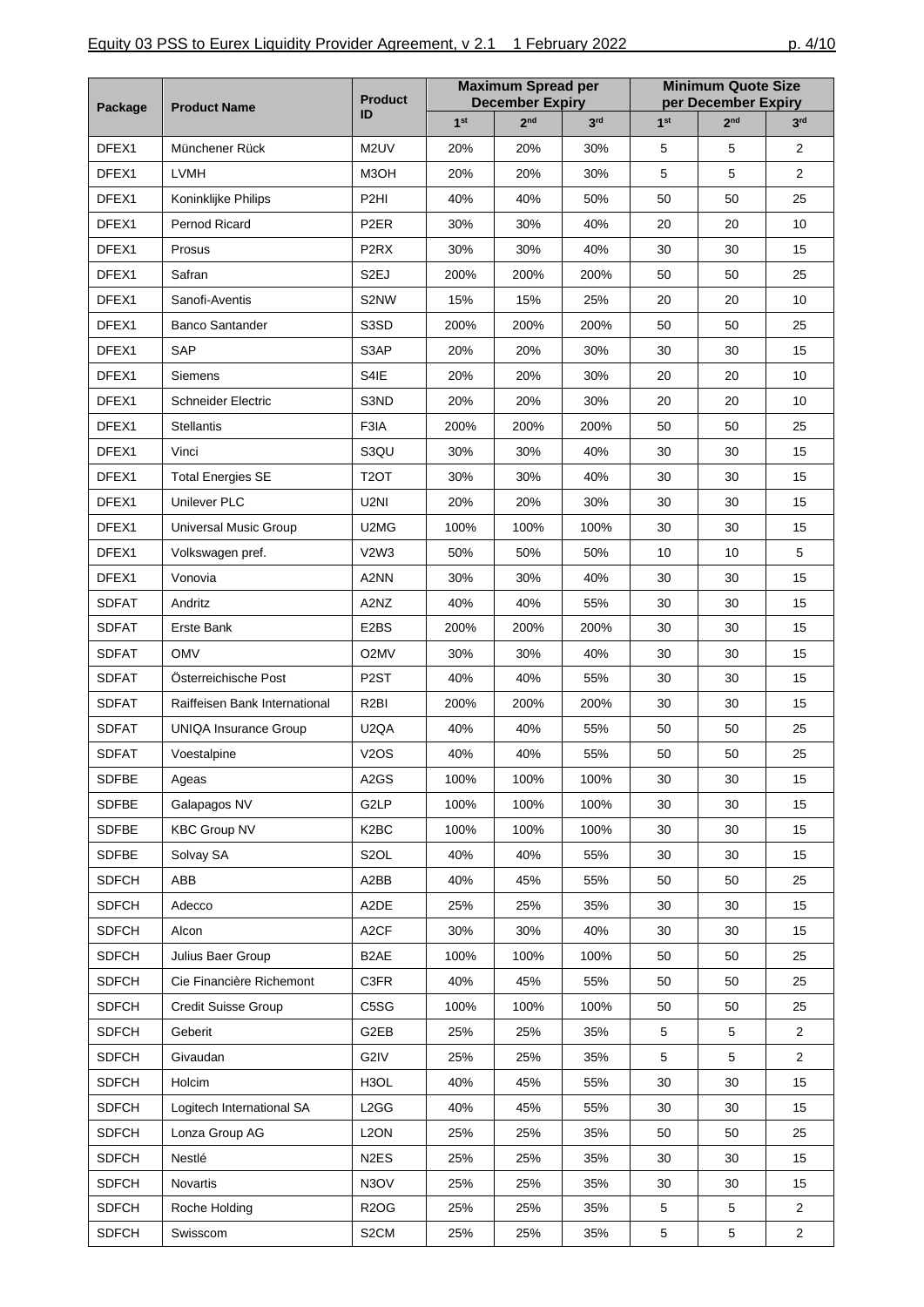| Package | Product Name | Product ID | Maximum Spread per December Expiry | | | Minimum Quote Size per December Expiry | | |
|---|---|---|---|---|---|---|---|---|
| | | | 1st | 2nd | 3rd | 1st | 2nd | 3rd |
| DFEX1 | Münchener Rück | M2UV | 20% | 20% | 30% | 5 | 5 | 2 |
| DFEX1 | LVMH | M3OH | 20% | 20% | 30% | 5 | 5 | 2 |
| DFEX1 | Koninklijke Philips | P2HI | 40% | 40% | 50% | 50 | 50 | 25 |
| DFEX1 | Pernod Ricard | P2ER | 30% | 30% | 40% | 20 | 20 | 10 |
| DFEX1 | Prosus | P2RX | 30% | 30% | 40% | 30 | 30 | 15 |
| DFEX1 | Safran | S2EJ | 200% | 200% | 200% | 50 | 50 | 25 |
| DFEX1 | Sanofi-Aventis | S2NW | 15% | 15% | 25% | 20 | 20 | 10 |
| DFEX1 | Banco Santander | S3SD | 200% | 200% | 200% | 50 | 50 | 25 |
| DFEX1 | SAP | S3AP | 20% | 20% | 30% | 30 | 30 | 15 |
| DFEX1 | Siemens | S4IE | 20% | 20% | 30% | 20 | 20 | 10 |
| DFEX1 | Schneider Electric | S3ND | 20% | 20% | 30% | 20 | 20 | 10 |
| DFEX1 | Stellantis | F3IA | 200% | 200% | 200% | 50 | 50 | 25 |
| DFEX1 | Vinci | S3QU | 30% | 30% | 40% | 30 | 30 | 15 |
| DFEX1 | Total Energies SE | T2OT | 30% | 30% | 40% | 30 | 30 | 15 |
| DFEX1 | Unilever PLC | U2NI | 20% | 20% | 30% | 30 | 30 | 15 |
| DFEX1 | Universal Music Group | U2MG | 100% | 100% | 100% | 30 | 30 | 15 |
| DFEX1 | Volkswagen pref. | V2W3 | 50% | 50% | 50% | 10 | 10 | 5 |
| DFEX1 | Vonovia | A2NN | 30% | 30% | 40% | 30 | 30 | 15 |
| SDFAT | Andritz | A2NZ | 40% | 40% | 55% | 30 | 30 | 15 |
| SDFAT | Erste Bank | E2BS | 200% | 200% | 200% | 30 | 30 | 15 |
| SDFAT | OMV | O2MV | 30% | 30% | 40% | 30 | 30 | 15 |
| SDFAT | Österreichische Post | P2ST | 40% | 40% | 55% | 30 | 30 | 15 |
| SDFAT | Raiffeisen Bank International | R2BI | 200% | 200% | 200% | 30 | 30 | 15 |
| SDFAT | UNIQA Insurance Group | U2QA | 40% | 40% | 55% | 50 | 50 | 25 |
| SDFAT | Voestalpine | V2OS | 40% | 40% | 55% | 50 | 50 | 25 |
| SDFBE | Ageas | A2GS | 100% | 100% | 100% | 30 | 30 | 15 |
| SDFBE | Galapagos NV | G2LP | 100% | 100% | 100% | 30 | 30 | 15 |
| SDFBE | KBC Group NV | K2BC | 100% | 100% | 100% | 30 | 30 | 15 |
| SDFBE | Solvay SA | S2OL | 40% | 40% | 55% | 30 | 30 | 15 |
| SDFCH | ABB | A2BB | 40% | 45% | 55% | 50 | 50 | 25 |
| SDFCH | Adecco | A2DE | 25% | 25% | 35% | 30 | 30 | 15 |
| SDFCH | Alcon | A2CF | 30% | 30% | 40% | 30 | 30 | 15 |
| SDFCH | Julius Baer Group | B2AE | 100% | 100% | 100% | 50 | 50 | 25 |
| SDFCH | Cie Financière Richemont | C3FR | 40% | 45% | 55% | 50 | 50 | 25 |
| SDFCH | Credit Suisse Group | C5SG | 100% | 100% | 100% | 50 | 50 | 25 |
| SDFCH | Geberit | G2EB | 25% | 25% | 35% | 5 | 5 | 2 |
| SDFCH | Givaudan | G2IV | 25% | 25% | 35% | 5 | 5 | 2 |
| SDFCH | Holcim | H3OL | 40% | 45% | 55% | 30 | 30 | 15 |
| SDFCH | Logitech International SA | L2GG | 40% | 45% | 55% | 30 | 30 | 15 |
| SDFCH | Lonza Group AG | L2ON | 25% | 25% | 35% | 50 | 50 | 25 |
| SDFCH | Nestlé | N2ES | 25% | 25% | 35% | 30 | 30 | 15 |
| SDFCH | Novartis | N3OV | 25% | 25% | 35% | 30 | 30 | 15 |
| SDFCH | Roche Holding | R2OG | 25% | 25% | 35% | 5 | 5 | 2 |
| SDFCH | Swisscom | S2CM | 25% | 25% | 35% | 5 | 5 | 2 |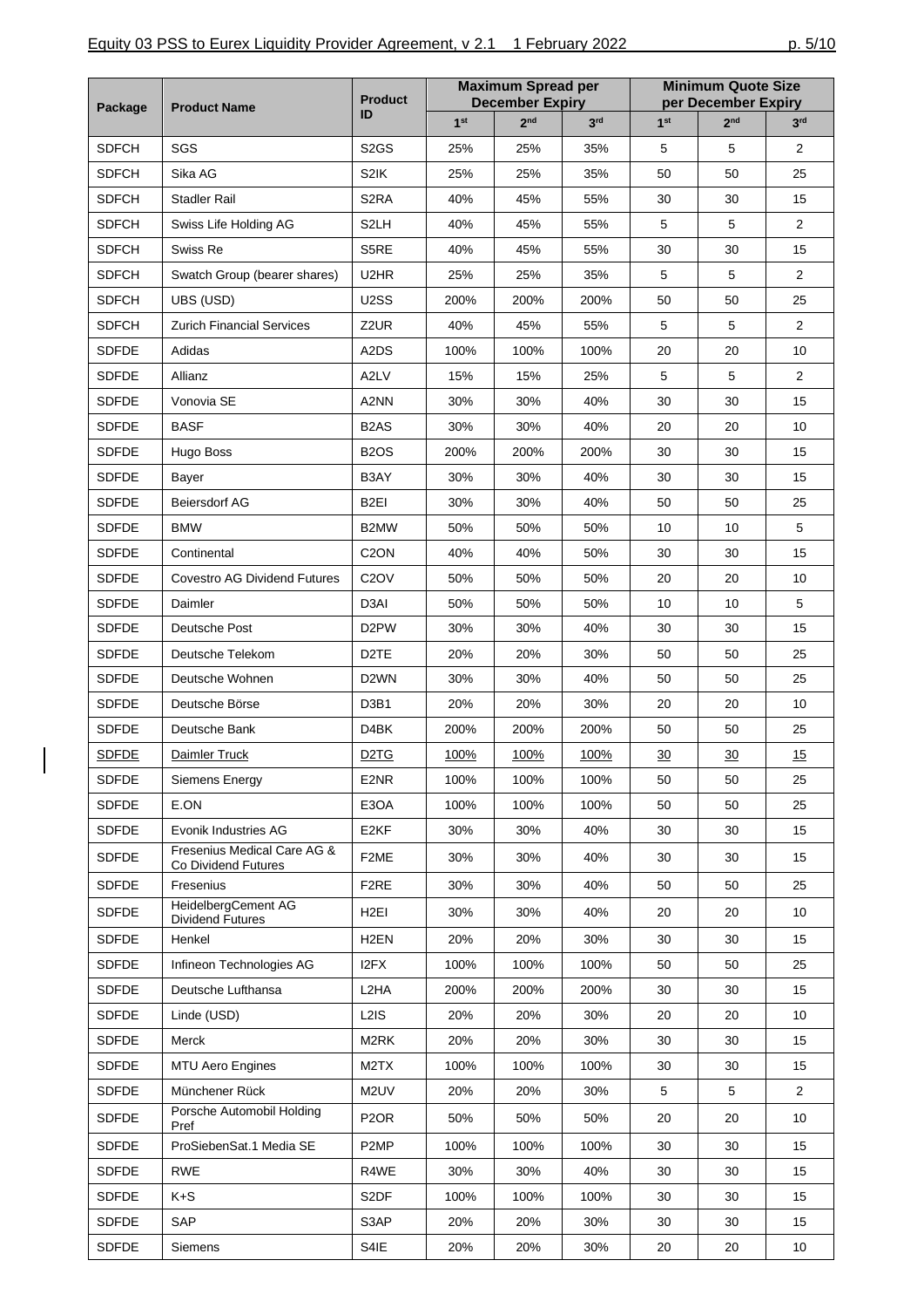| Package | Product Name | Product ID | Maximum Spread per December Expiry | | | Minimum Quote Size per December Expiry | | |
|---|---|---|---|---|---|---|---|---|
| | | | 1st | 2nd | 3rd | 1st | 2nd | 3rd |
| SDFCH | SGS | S2GS | 25% | 25% | 35% | 5 | 5 | 2 |
| SDFCH | Sika AG | S2IK | 25% | 25% | 35% | 50 | 50 | 25 |
| SDFCH | Stadler Rail | S2RA | 40% | 45% | 55% | 30 | 30 | 15 |
| SDFCH | Swiss Life Holding AG | S2LH | 40% | 45% | 55% | 5 | 5 | 2 |
| SDFCH | Swiss Re | S5RE | 40% | 45% | 55% | 30 | 30 | 15 |
| SDFCH | Swatch Group (bearer shares) | U2HR | 25% | 25% | 35% | 5 | 5 | 2 |
| SDFCH | UBS (USD) | U2SS | 200% | 200% | 200% | 50 | 50 | 25 |
| SDFCH | Zurich Financial Services | Z2UR | 40% | 45% | 55% | 5 | 5 | 2 |
| SDFDE | Adidas | A2DS | 100% | 100% | 100% | 20 | 20 | 10 |
| SDFDE | Allianz | A2LV | 15% | 15% | 25% | 5 | 5 | 2 |
| SDFDE | Vonovia SE | A2NN | 30% | 30% | 40% | 30 | 30 | 15 |
| SDFDE | BASF | B2AS | 30% | 30% | 40% | 20 | 20 | 10 |
| SDFDE | Hugo Boss | B2OS | 200% | 200% | 200% | 30 | 30 | 15 |
| SDFDE | Bayer | B3AY | 30% | 30% | 40% | 30 | 30 | 15 |
| SDFDE | Beiersdorf AG | B2EI | 30% | 30% | 40% | 50 | 50 | 25 |
| SDFDE | BMW | B2MW | 50% | 50% | 50% | 10 | 10 | 5 |
| SDFDE | Continental | C2ON | 40% | 40% | 50% | 30 | 30 | 15 |
| SDFDE | Covestro AG Dividend Futures | C2OV | 50% | 50% | 50% | 20 | 20 | 10 |
| SDFDE | Daimler | D3AI | 50% | 50% | 50% | 10 | 10 | 5 |
| SDFDE | Deutsche Post | D2PW | 30% | 30% | 40% | 30 | 30 | 15 |
| SDFDE | Deutsche Telekom | D2TE | 20% | 20% | 30% | 50 | 50 | 25 |
| SDFDE | Deutsche Wohnen | D2WN | 30% | 30% | 40% | 50 | 50 | 25 |
| SDFDE | Deutsche Börse | D3B1 | 20% | 20% | 30% | 20 | 20 | 10 |
| SDFDE | Deutsche Bank | D4BK | 200% | 200% | 200% | 50 | 50 | 25 |
| SDFDE | Daimler Truck | D2TG | 100% | 100% | 100% | 30 | 30 | 15 |
| SDFDE | Siemens Energy | E2NR | 100% | 100% | 100% | 50 | 50 | 25 |
| SDFDE | E.ON | E3OA | 100% | 100% | 100% | 50 | 50 | 25 |
| SDFDE | Evonik Industries AG | E2KF | 30% | 30% | 40% | 30 | 30 | 15 |
| SDFDE | Fresenius Medical Care AG & Co Dividend Futures | F2ME | 30% | 30% | 40% | 30 | 30 | 15 |
| SDFDE | Fresenius | F2RE | 30% | 30% | 40% | 50 | 50 | 25 |
| SDFDE | HeidelbergCement AG Dividend Futures | H2EI | 30% | 30% | 40% | 20 | 20 | 10 |
| SDFDE | Henkel | H2EN | 20% | 20% | 30% | 30 | 30 | 15 |
| SDFDE | Infineon Technologies AG | I2FX | 100% | 100% | 100% | 50 | 50 | 25 |
| SDFDE | Deutsche Lufthansa | L2HA | 200% | 200% | 200% | 30 | 30 | 15 |
| SDFDE | Linde (USD) | L2IS | 20% | 20% | 30% | 20 | 20 | 10 |
| SDFDE | Merck | M2RK | 20% | 20% | 30% | 30 | 30 | 15 |
| SDFDE | MTU Aero Engines | M2TX | 100% | 100% | 100% | 30 | 30 | 15 |
| SDFDE | Münchener Rück | M2UV | 20% | 20% | 30% | 5 | 5 | 2 |
| SDFDE | Porsche Automobil Holding Pref | P2OR | 50% | 50% | 50% | 20 | 20 | 10 |
| SDFDE | ProSiebenSat.1 Media SE | P2MP | 100% | 100% | 100% | 30 | 30 | 15 |
| SDFDE | RWE | R4WE | 30% | 30% | 40% | 30 | 30 | 15 |
| SDFDE | K+S | S2DF | 100% | 100% | 100% | 30 | 30 | 15 |
| SDFDE | SAP | S3AP | 20% | 20% | 30% | 30 | 30 | 15 |
| SDFDE | Siemens | S4IE | 20% | 20% | 30% | 20 | 20 | 10 |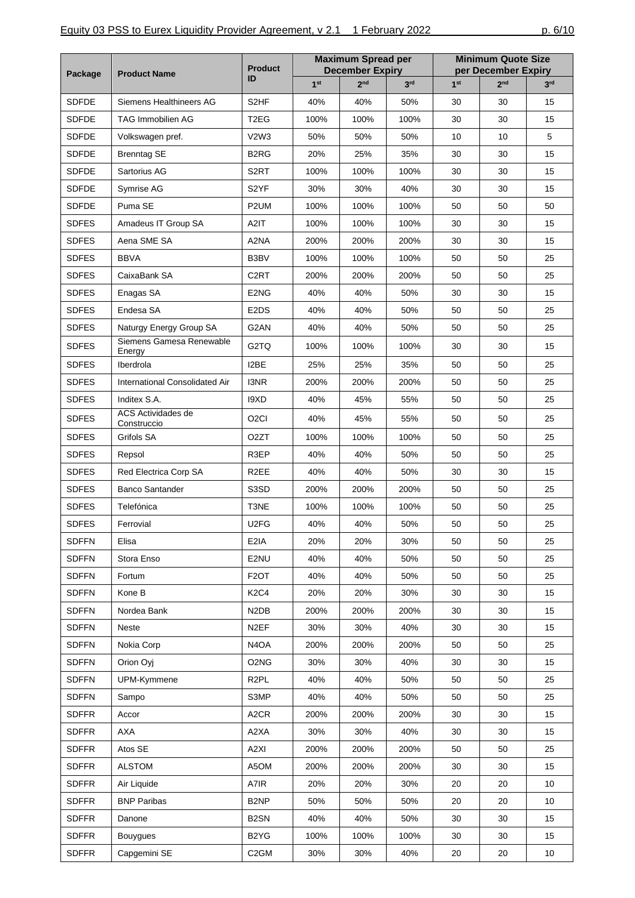| Package | Product Name | Product ID | Maximum Spread per December Expiry | | | Minimum Quote Size per December Expiry | | |
|---|---|---|---|---|---|---|---|---|
| | | | 1st | 2nd | 3rd | 1st | 2nd | 3rd |
| SDFDE | Siemens Healthineers AG | S2HF | 40% | 40% | 50% | 30 | 30 | 15 |
| SDFDE | TAG Immobilien AG | T2EG | 100% | 100% | 100% | 30 | 30 | 15 |
| SDFDE | Volkswagen pref. | V2W3 | 50% | 50% | 50% | 10 | 10 | 5 |
| SDFDE | Brenntag SE | B2RG | 20% | 25% | 35% | 30 | 30 | 15 |
| SDFDE | Sartorius AG | S2RT | 100% | 100% | 100% | 30 | 30 | 15 |
| SDFDE | Symrise AG | S2YF | 30% | 30% | 40% | 30 | 30 | 15 |
| SDFDE | Puma SE | P2UM | 100% | 100% | 100% | 50 | 50 | 50 |
| SDFES | Amadeus IT Group SA | A2IT | 100% | 100% | 100% | 30 | 30 | 15 |
| SDFES | Aena SME SA | A2NA | 200% | 200% | 200% | 30 | 30 | 15 |
| SDFES | BBVA | B3BV | 100% | 100% | 100% | 50 | 50 | 25 |
| SDFES | CaixaBank SA | C2RT | 200% | 200% | 200% | 50 | 50 | 25 |
| SDFES | Enagas SA | E2NG | 40% | 40% | 50% | 30 | 30 | 15 |
| SDFES | Endesa SA | E2DS | 40% | 40% | 50% | 50 | 50 | 25 |
| SDFES | Naturgy Energy Group SA | G2AN | 40% | 40% | 50% | 50 | 50 | 25 |
| SDFES | Siemens Gamesa Renewable Energy | G2TQ | 100% | 100% | 100% | 30 | 30 | 15 |
| SDFES | Iberdrola | I2BE | 25% | 25% | 35% | 50 | 50 | 25 |
| SDFES | International Consolidated Air | I3NR | 200% | 200% | 200% | 50 | 50 | 25 |
| SDFES | Inditex S.A. | I9XD | 40% | 45% | 55% | 50 | 50 | 25 |
| SDFES | ACS Actividades de Construccio | O2CI | 40% | 45% | 55% | 50 | 50 | 25 |
| SDFES | Grifols SA | O2ZT | 100% | 100% | 100% | 50 | 50 | 25 |
| SDFES | Repsol | R3EP | 40% | 40% | 50% | 50 | 50 | 25 |
| SDFES | Red Electrica Corp SA | R2EE | 40% | 40% | 50% | 30 | 30 | 15 |
| SDFES | Banco Santander | S3SD | 200% | 200% | 200% | 50 | 50 | 25 |
| SDFES | Telefónica | T3NE | 100% | 100% | 100% | 50 | 50 | 25 |
| SDFES | Ferrovial | U2FG | 40% | 40% | 50% | 50 | 50 | 25 |
| SDFFN | Elisa | E2IA | 20% | 20% | 30% | 50 | 50 | 25 |
| SDFFN | Stora Enso | E2NU | 40% | 40% | 50% | 50 | 50 | 25 |
| SDFFN | Fortum | F2OT | 40% | 40% | 50% | 50 | 50 | 25 |
| SDFFN | Kone B | K2C4 | 20% | 20% | 30% | 30 | 30 | 15 |
| SDFFN | Nordea Bank | N2DB | 200% | 200% | 200% | 30 | 30 | 15 |
| SDFFN | Neste | N2EF | 30% | 30% | 40% | 30 | 30 | 15 |
| SDFFN | Nokia Corp | N4OA | 200% | 200% | 200% | 50 | 50 | 25 |
| SDFFN | Orion Oyj | O2NG | 30% | 30% | 40% | 30 | 30 | 15 |
| SDFFN | UPM-Kymmene | R2PL | 40% | 40% | 50% | 50 | 50 | 25 |
| SDFFN | Sampo | S3MP | 40% | 40% | 50% | 50 | 50 | 25 |
| SDFFR | Accor | A2CR | 200% | 200% | 200% | 30 | 30 | 15 |
| SDFFR | AXA | A2XA | 30% | 30% | 40% | 30 | 30 | 15 |
| SDFFR | Atos SE | A2XI | 200% | 200% | 200% | 50 | 50 | 25 |
| SDFFR | ALSTOM | A5OM | 200% | 200% | 200% | 30 | 30 | 15 |
| SDFFR | Air Liquide | A7IR | 20% | 20% | 30% | 20 | 20 | 10 |
| SDFFR | BNP Paribas | B2NP | 50% | 50% | 50% | 20 | 20 | 10 |
| SDFFR | Danone | B2SN | 40% | 40% | 50% | 30 | 30 | 15 |
| SDFFR | Bouygues | B2YG | 100% | 100% | 100% | 30 | 30 | 15 |
| SDFFR | Capgemini SE | C2GM | 30% | 30% | 40% | 20 | 20 | 10 |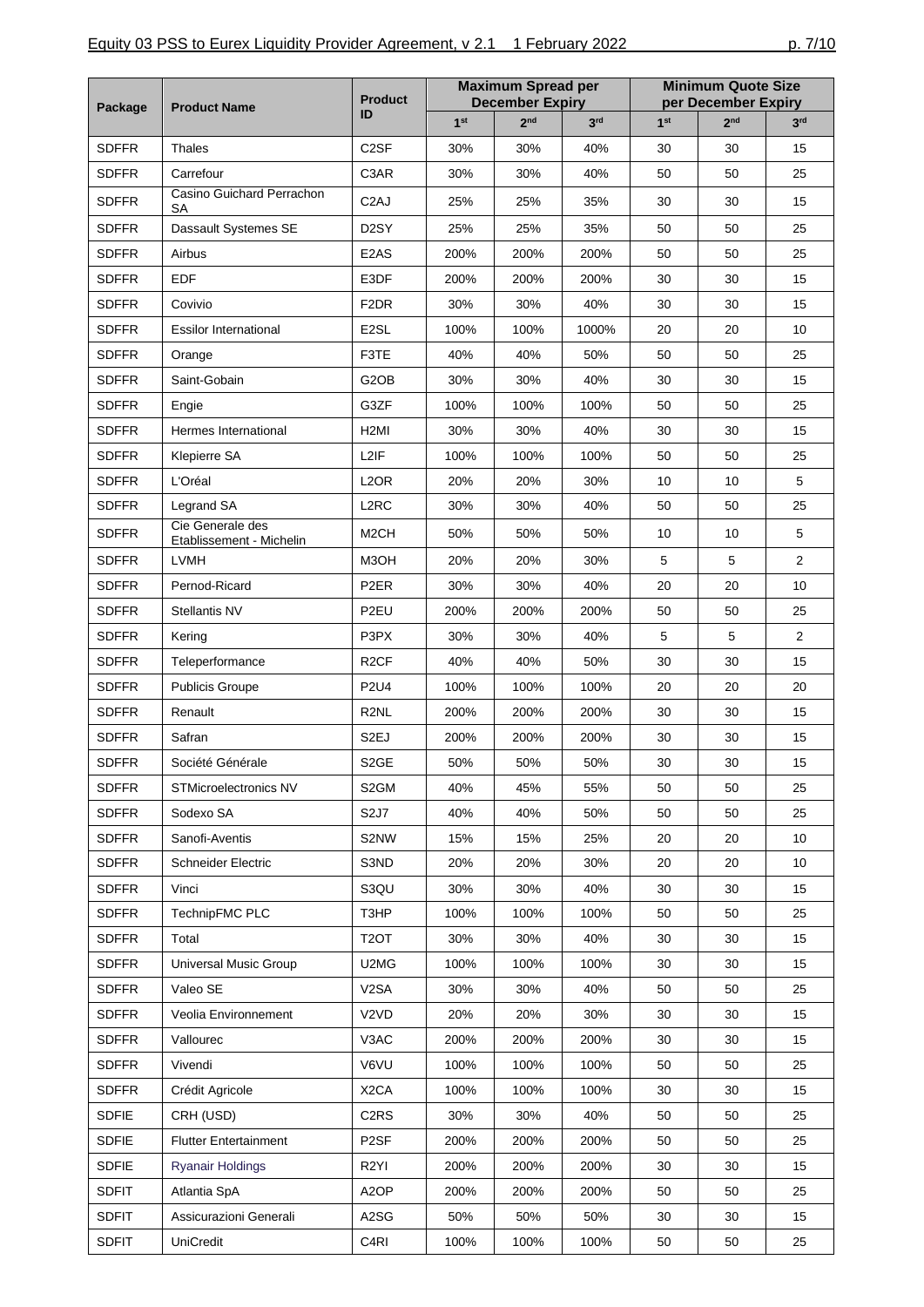| Package | Product Name | Product ID | Maximum Spread per December Expiry | | | Minimum Quote Size per December Expiry | | |
|---|---|---|---|---|---|---|---|---|
| | | | 1st | 2nd | 3rd | 1st | 2nd | 3rd |
| SDFFR | Thales | C2SF | 30% | 30% | 40% | 30 | 30 | 15 |
| SDFFR | Carrefour | C3AR | 30% | 30% | 40% | 50 | 50 | 25 |
| SDFFR | Casino Guichard Perrachon SA | C2AJ | 25% | 25% | 35% | 30 | 30 | 15 |
| SDFFR | Dassault Systemes SE | D2SY | 25% | 25% | 35% | 50 | 50 | 25 |
| SDFFR | Airbus | E2AS | 200% | 200% | 200% | 50 | 50 | 25 |
| SDFFR | EDF | E3DF | 200% | 200% | 200% | 30 | 30 | 15 |
| SDFFR | Covivio | F2DR | 30% | 30% | 40% | 30 | 30 | 15 |
| SDFFR | Essilor International | E2SL | 100% | 100% | 1000% | 20 | 20 | 10 |
| SDFFR | Orange | F3TE | 40% | 40% | 50% | 50 | 50 | 25 |
| SDFFR | Saint-Gobain | G2OB | 30% | 30% | 40% | 30 | 30 | 15 |
| SDFFR | Engie | G3ZF | 100% | 100% | 100% | 50 | 50 | 25 |
| SDFFR | Hermes International | H2MI | 30% | 30% | 40% | 30 | 30 | 15 |
| SDFFR | Klepierre SA | L2IF | 100% | 100% | 100% | 50 | 50 | 25 |
| SDFFR | L'Oréal | L2OR | 20% | 20% | 30% | 10 | 10 | 5 |
| SDFFR | Legrand SA | L2RC | 30% | 30% | 40% | 50 | 50 | 25 |
| SDFFR | Cie Generale des Etablissement - Michelin | M2CH | 50% | 50% | 50% | 10 | 10 | 5 |
| SDFFR | LVMH | M3OH | 20% | 20% | 30% | 5 | 5 | 2 |
| SDFFR | Pernod-Ricard | P2ER | 30% | 30% | 40% | 20 | 20 | 10 |
| SDFFR | Stellantis NV | P2EU | 200% | 200% | 200% | 50 | 50 | 25 |
| SDFFR | Kering | P3PX | 30% | 30% | 40% | 5 | 5 | 2 |
| SDFFR | Teleperformance | R2CF | 40% | 40% | 50% | 30 | 30 | 15 |
| SDFFR | Publicis Groupe | P2U4 | 100% | 100% | 100% | 20 | 20 | 20 |
| SDFFR | Renault | R2NL | 200% | 200% | 200% | 30 | 30 | 15 |
| SDFFR | Safran | S2EJ | 200% | 200% | 200% | 30 | 30 | 15 |
| SDFFR | Société Générale | S2GE | 50% | 50% | 50% | 30 | 30 | 15 |
| SDFFR | STMicroelectronics NV | S2GM | 40% | 45% | 55% | 50 | 50 | 25 |
| SDFFR | Sodexo SA | S2J7 | 40% | 40% | 50% | 50 | 50 | 25 |
| SDFFR | Sanofi-Aventis | S2NW | 15% | 15% | 25% | 20 | 20 | 10 |
| SDFFR | Schneider Electric | S3ND | 20% | 20% | 30% | 20 | 20 | 10 |
| SDFFR | Vinci | S3QU | 30% | 30% | 40% | 30 | 30 | 15 |
| SDFFR | TechnipFMC PLC | T3HP | 100% | 100% | 100% | 50 | 50 | 25 |
| SDFFR | Total | T2OT | 30% | 30% | 40% | 30 | 30 | 15 |
| SDFFR | Universal Music Group | U2MG | 100% | 100% | 100% | 30 | 30 | 15 |
| SDFFR | Valeo SE | V2SA | 30% | 30% | 40% | 50 | 50 | 25 |
| SDFFR | Veolia Environnement | V2VD | 20% | 20% | 30% | 30 | 30 | 15 |
| SDFFR | Vallourec | V3AC | 200% | 200% | 200% | 30 | 30 | 15 |
| SDFFR | Vivendi | V6VU | 100% | 100% | 100% | 50 | 50 | 25 |
| SDFFR | Crédit Agricole | X2CA | 100% | 100% | 100% | 30 | 30 | 15 |
| SDFIE | CRH (USD) | C2RS | 30% | 30% | 40% | 50 | 50 | 25 |
| SDFIE | Flutter Entertainment | P2SF | 200% | 200% | 200% | 50 | 50 | 25 |
| SDFIE | Ryanair Holdings | R2YI | 200% | 200% | 200% | 30 | 30 | 15 |
| SDFIT | Atlantia SpA | A2OP | 200% | 200% | 200% | 50 | 50 | 25 |
| SDFIT | Assicurazioni Generali | A2SG | 50% | 50% | 50% | 30 | 30 | 15 |
| SDFIT | UniCredit | C4RI | 100% | 100% | 100% | 50 | 50 | 25 |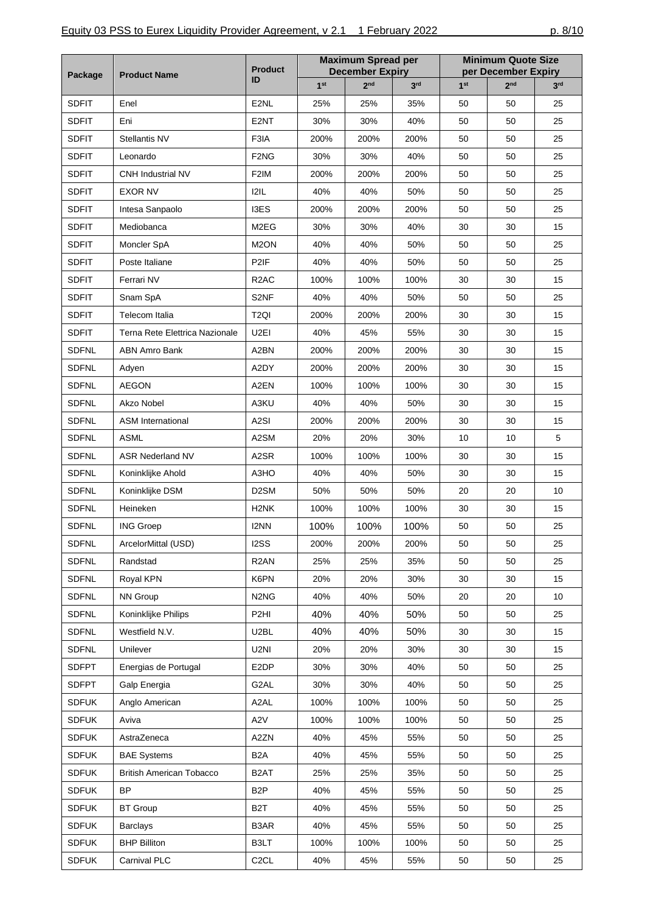| Package | Product Name | Product ID | Maximum Spread per December Expiry | | | Minimum Quote Size per December Expiry | | |
|---|---|---|---|---|---|---|---|---|
| | | | 1st | 2nd | 3rd | 1st | 2nd | 3rd |
| SDFIT | Enel | E2NL | 25% | 25% | 35% | 50 | 50 | 25 |
| SDFIT | Eni | E2NT | 30% | 30% | 40% | 50 | 50 | 25 |
| SDFIT | Stellantis NV | F3IA | 200% | 200% | 200% | 50 | 50 | 25 |
| SDFIT | Leonardo | F2NG | 30% | 30% | 40% | 50 | 50 | 25 |
| SDFIT | CNH Industrial NV | F2IM | 200% | 200% | 200% | 50 | 50 | 25 |
| SDFIT | EXOR NV | I2IL | 40% | 40% | 50% | 50 | 50 | 25 |
| SDFIT | Intesa Sanpaolo | I3ES | 200% | 200% | 200% | 50 | 50 | 25 |
| SDFIT | Mediobanca | M2EG | 30% | 30% | 40% | 30 | 30 | 15 |
| SDFIT | Moncler SpA | M2ON | 40% | 40% | 50% | 50 | 50 | 25 |
| SDFIT | Poste Italiane | P2IF | 40% | 40% | 50% | 50 | 50 | 25 |
| SDFIT | Ferrari NV | R2AC | 100% | 100% | 100% | 30 | 30 | 15 |
| SDFIT | Snam SpA | S2NF | 40% | 40% | 50% | 50 | 50 | 25 |
| SDFIT | Telecom Italia | T2QI | 200% | 200% | 200% | 30 | 30 | 15 |
| SDFIT | Terna Rete Elettrica Nazionale | U2EI | 40% | 45% | 55% | 30 | 30 | 15 |
| SDFNL | ABN Amro Bank | A2BN | 200% | 200% | 200% | 30 | 30 | 15 |
| SDFNL | Adyen | A2DY | 200% | 200% | 200% | 30 | 30 | 15 |
| SDFNL | AEGON | A2EN | 100% | 100% | 100% | 30 | 30 | 15 |
| SDFNL | Akzo Nobel | A3KU | 40% | 40% | 50% | 30 | 30 | 15 |
| SDFNL | ASM International | A2SI | 200% | 200% | 200% | 30 | 30 | 15 |
| SDFNL | ASML | A2SM | 20% | 20% | 30% | 10 | 10 | 5 |
| SDFNL | ASR Nederland NV | A2SR | 100% | 100% | 100% | 30 | 30 | 15 |
| SDFNL | Koninklijke Ahold | A3HO | 40% | 40% | 50% | 30 | 30 | 15 |
| SDFNL | Koninklijke DSM | D2SM | 50% | 50% | 50% | 20 | 20 | 10 |
| SDFNL | Heineken | H2NK | 100% | 100% | 100% | 30 | 30 | 15 |
| SDFNL | ING Groep | I2NN | 100% | 100% | 100% | 50 | 50 | 25 |
| SDFNL | ArcelorMittal (USD) | I2SS | 200% | 200% | 200% | 50 | 50 | 25 |
| SDFNL | Randstad | R2AN | 25% | 25% | 35% | 50 | 50 | 25 |
| SDFNL | Royal KPN | K6PN | 20% | 20% | 30% | 30 | 30 | 15 |
| SDFNL | NN Group | N2NG | 40% | 40% | 50% | 20 | 20 | 10 |
| SDFNL | Koninklijke Philips | P2HI | 40% | 40% | 50% | 50 | 50 | 25 |
| SDFNL | Westfield N.V. | U2BL | 40% | 40% | 50% | 30 | 30 | 15 |
| SDFNL | Unilever | U2NI | 20% | 20% | 30% | 30 | 30 | 15 |
| SDFPT | Energias de Portugal | E2DP | 30% | 30% | 40% | 50 | 50 | 25 |
| SDFPT | Galp Energia | G2AL | 30% | 30% | 40% | 50 | 50 | 25 |
| SDFUK | Anglo American | A2AL | 100% | 100% | 100% | 50 | 50 | 25 |
| SDFUK | Aviva | A2V | 100% | 100% | 100% | 50 | 50 | 25 |
| SDFUK | AstraZeneca | A2ZN | 40% | 45% | 55% | 50 | 50 | 25 |
| SDFUK | BAE Systems | B2A | 40% | 45% | 55% | 50 | 50 | 25 |
| SDFUK | British American Tobacco | B2AT | 25% | 25% | 35% | 50 | 50 | 25 |
| SDFUK | BP | B2P | 40% | 45% | 55% | 50 | 50 | 25 |
| SDFUK | BT Group | B2T | 40% | 45% | 55% | 50 | 50 | 25 |
| SDFUK | Barclays | B3AR | 40% | 45% | 55% | 50 | 50 | 25 |
| SDFUK | BHP Billiton | B3LT | 100% | 100% | 100% | 50 | 50 | 25 |
| SDFUK | Carnival PLC | C2CL | 40% | 45% | 55% | 50 | 50 | 25 |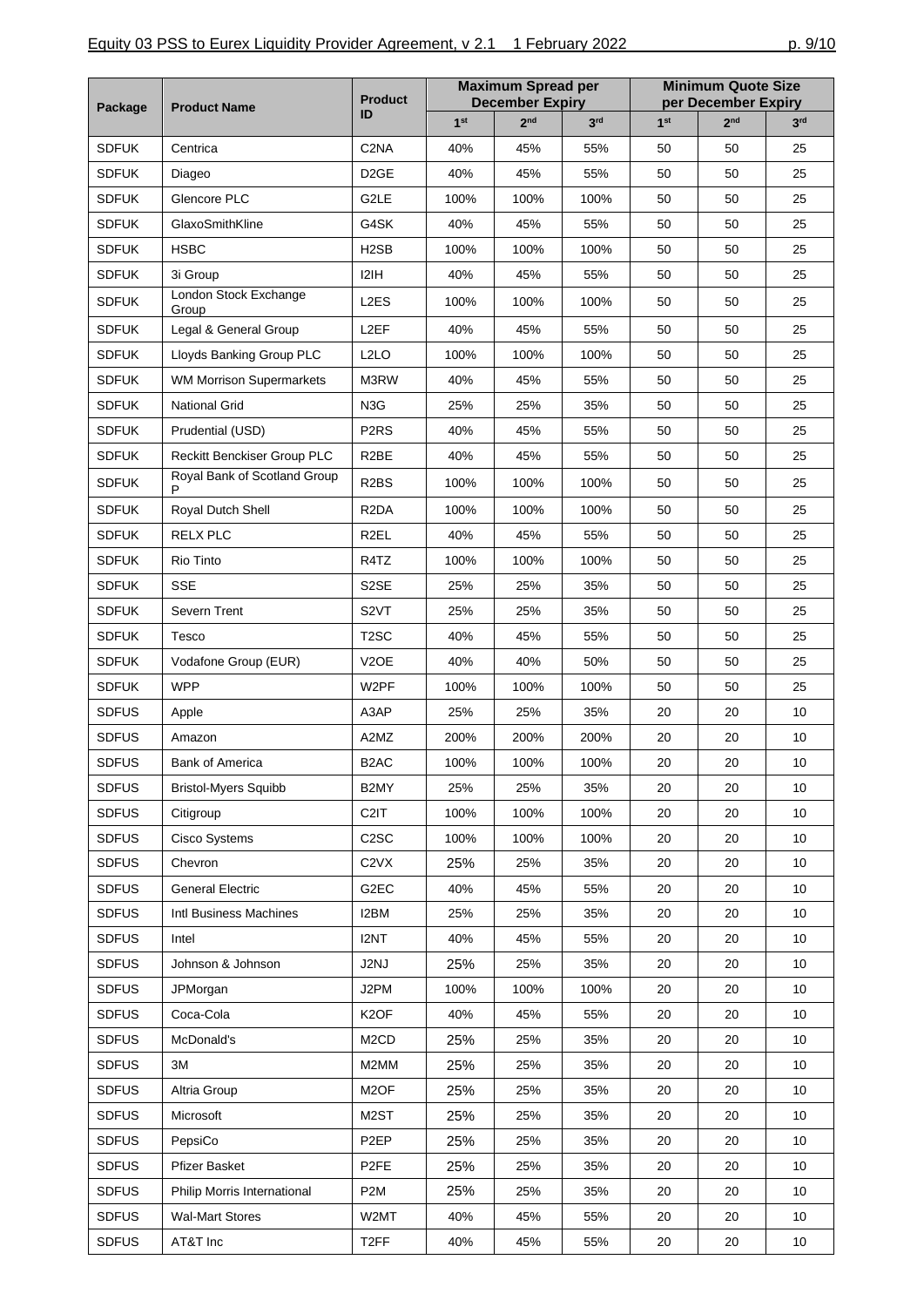| Package | Product Name | Product ID | Maximum Spread per December Expiry | | | Minimum Quote Size per December Expiry | | |
|---|---|---|---|---|---|---|---|---|
| | | | 1st | 2nd | 3rd | 1st | 2nd | 3rd |
| SDFUK | Centrica | C2NA | 40% | 45% | 55% | 50 | 50 | 25 |
| SDFUK | Diageo | D2GE | 40% | 45% | 55% | 50 | 50 | 25 |
| SDFUK | Glencore PLC | G2LE | 100% | 100% | 100% | 50 | 50 | 25 |
| SDFUK | GlaxoSmithKline | G4SK | 40% | 45% | 55% | 50 | 50 | 25 |
| SDFUK | HSBC | H2SB | 100% | 100% | 100% | 50 | 50 | 25 |
| SDFUK | 3i Group | I2IH | 40% | 45% | 55% | 50 | 50 | 25 |
| SDFUK | London Stock Exchange Group | L2ES | 100% | 100% | 100% | 50 | 50 | 25 |
| SDFUK | Legal & General Group | L2EF | 40% | 45% | 55% | 50 | 50 | 25 |
| SDFUK | Lloyds Banking Group PLC | L2LO | 100% | 100% | 100% | 50 | 50 | 25 |
| SDFUK | WM Morrison Supermarkets | M3RW | 40% | 45% | 55% | 50 | 50 | 25 |
| SDFUK | National Grid | N3G | 25% | 25% | 35% | 50 | 50 | 25 |
| SDFUK | Prudential (USD) | P2RS | 40% | 45% | 55% | 50 | 50 | 25 |
| SDFUK | Reckitt Benckiser Group PLC | R2BE | 40% | 45% | 55% | 50 | 50 | 25 |
| SDFUK | Royal Bank of Scotland Group P | R2BS | 100% | 100% | 100% | 50 | 50 | 25 |
| SDFUK | Royal Dutch Shell | R2DA | 100% | 100% | 100% | 50 | 50 | 25 |
| SDFUK | RELX PLC | R2EL | 40% | 45% | 55% | 50 | 50 | 25 |
| SDFUK | Rio Tinto | R4TZ | 100% | 100% | 100% | 50 | 50 | 25 |
| SDFUK | SSE | S2SE | 25% | 25% | 35% | 50 | 50 | 25 |
| SDFUK | Severn Trent | S2VT | 25% | 25% | 35% | 50 | 50 | 25 |
| SDFUK | Tesco | T2SC | 40% | 45% | 55% | 50 | 50 | 25 |
| SDFUK | Vodafone Group (EUR) | V2OE | 40% | 40% | 50% | 50 | 50 | 25 |
| SDFUK | WPP | W2PF | 100% | 100% | 100% | 50 | 50 | 25 |
| SDFUS | Apple | A3AP | 25% | 25% | 35% | 20 | 20 | 10 |
| SDFUS | Amazon | A2MZ | 200% | 200% | 200% | 20 | 20 | 10 |
| SDFUS | Bank of America | B2AC | 100% | 100% | 100% | 20 | 20 | 10 |
| SDFUS | Bristol-Myers Squibb | B2MY | 25% | 25% | 35% | 20 | 20 | 10 |
| SDFUS | Citigroup | C2IT | 100% | 100% | 100% | 20 | 20 | 10 |
| SDFUS | Cisco Systems | C2SC | 100% | 100% | 100% | 20 | 20 | 10 |
| SDFUS | Chevron | C2VX | 25% | 25% | 35% | 20 | 20 | 10 |
| SDFUS | General Electric | G2EC | 40% | 45% | 55% | 20 | 20 | 10 |
| SDFUS | Intl Business Machines | I2BM | 25% | 25% | 35% | 20 | 20 | 10 |
| SDFUS | Intel | I2NT | 40% | 45% | 55% | 20 | 20 | 10 |
| SDFUS | Johnson & Johnson | J2NJ | 25% | 25% | 35% | 20 | 20 | 10 |
| SDFUS | JPMorgan | J2PM | 100% | 100% | 100% | 20 | 20 | 10 |
| SDFUS | Coca-Cola | K2OF | 40% | 45% | 55% | 20 | 20 | 10 |
| SDFUS | McDonald's | M2CD | 25% | 25% | 35% | 20 | 20 | 10 |
| SDFUS | 3M | M2MM | 25% | 25% | 35% | 20 | 20 | 10 |
| SDFUS | Altria Group | M2OF | 25% | 25% | 35% | 20 | 20 | 10 |
| SDFUS | Microsoft | M2ST | 25% | 25% | 35% | 20 | 20 | 10 |
| SDFUS | PepsiCo | P2EP | 25% | 25% | 35% | 20 | 20 | 10 |
| SDFUS | Pfizer Basket | P2FE | 25% | 25% | 35% | 20 | 20 | 10 |
| SDFUS | Philip Morris International | P2M | 25% | 25% | 35% | 20 | 20 | 10 |
| SDFUS | Wal-Mart Stores | W2MT | 40% | 45% | 55% | 20 | 20 | 10 |
| SDFUS | AT&T Inc | T2FF | 40% | 45% | 55% | 20 | 20 | 10 |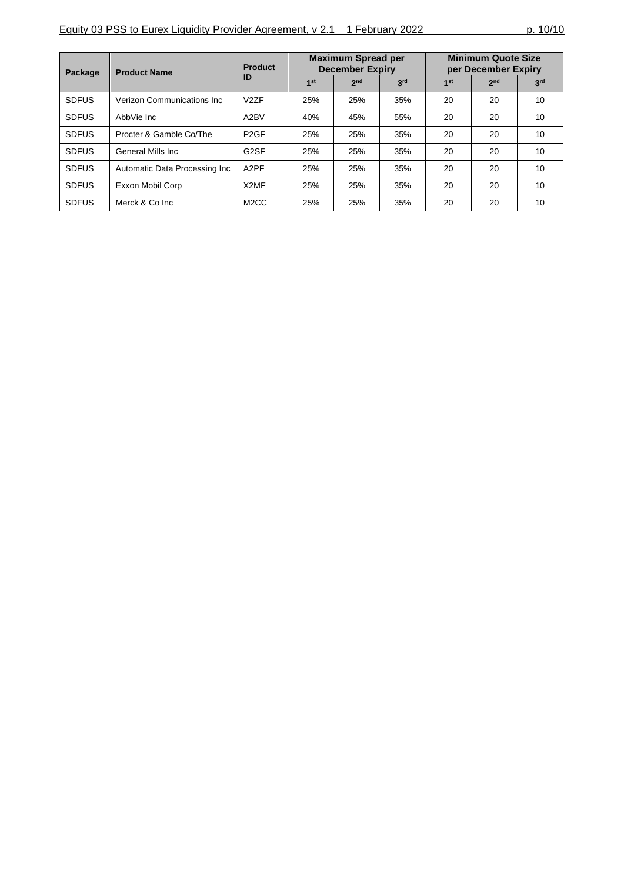| Package | Product Name | Product ID | Maximum Spread per December Expiry | | | Minimum Quote Size per December Expiry | | |
|---|---|---|---|---|---|---|---|---|
| | | | 1st | 2nd | 3rd | 1st | 2nd | 3rd |
| SDFUS | Verizon Communications Inc | V2ZF | 25% | 25% | 35% | 20 | 20 | 10 |
| SDFUS | AbbVie Inc | A2BV | 40% | 45% | 55% | 20 | 20 | 10 |
| SDFUS | Procter & Gamble Co/The | P2GF | 25% | 25% | 35% | 20 | 20 | 10 |
| SDFUS | General Mills Inc | G2SF | 25% | 25% | 35% | 20 | 20 | 10 |
| SDFUS | Automatic Data Processing Inc | A2PF | 25% | 25% | 35% | 20 | 20 | 10 |
| SDFUS | Exxon Mobil Corp | X2MF | 25% | 25% | 35% | 20 | 20 | 10 |
| SDFUS | Merck & Co Inc | M2CC | 25% | 25% | 35% | 20 | 20 | 10 |